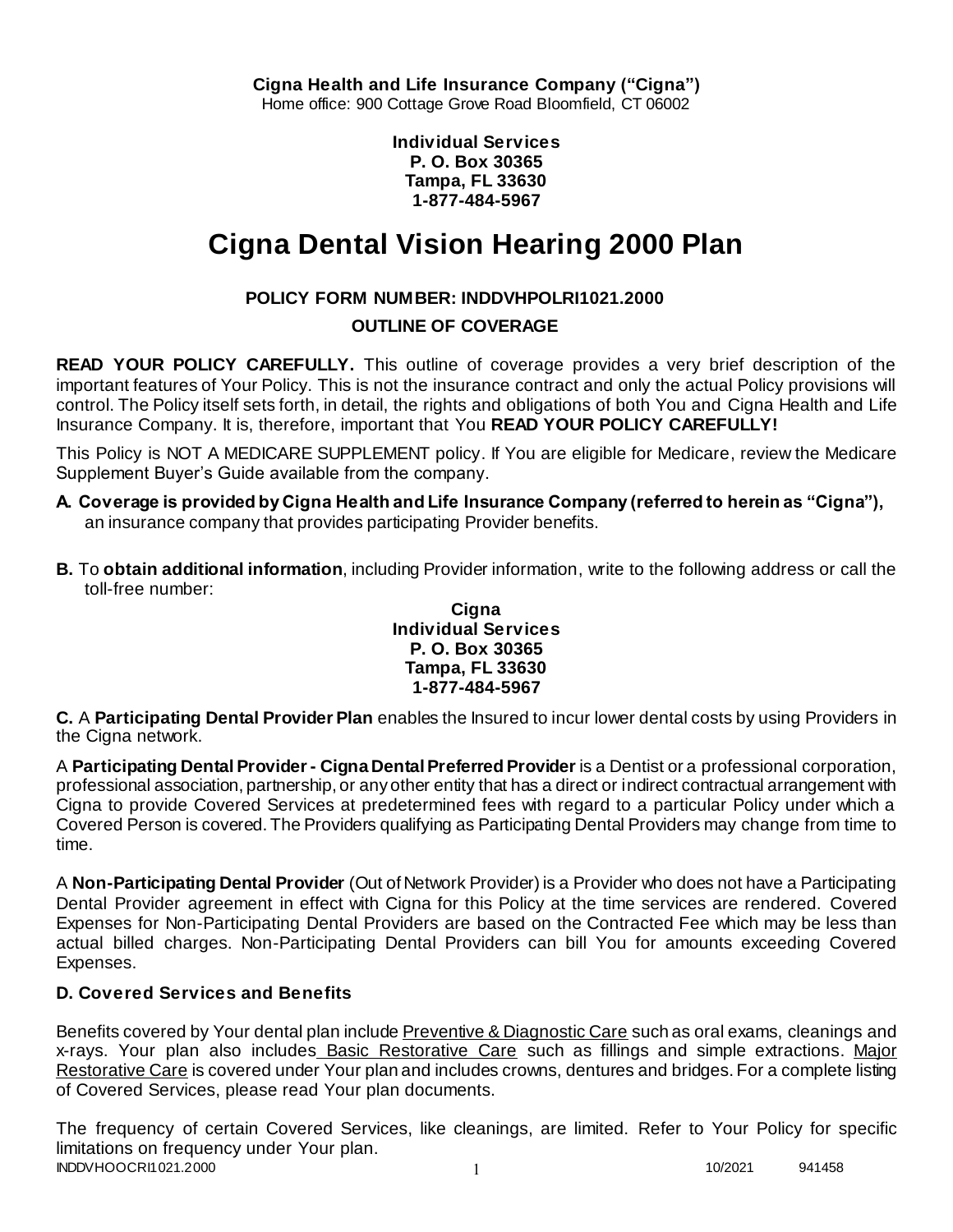**Cigna Health and Life Insurance Company ("Cigna")**
Home office: 900 Cottage Grove Road Bloomfield, CT 06002

**Individual Services**
**P. O. Box 30365**
**Tampa, FL 33630**
**1-877-484-5967**

# Cigna Dental Vision Hearing 2000 Plan

## POLICY FORM NUMBER: INDDVHPOLRI1021.2000

## OUTLINE OF COVERAGE

**READ YOUR POLICY CAREFULLY.** This outline of coverage provides a very brief description of the important features of Your Policy. This is not the insurance contract and only the actual Policy provisions will control. The Policy itself sets forth, in detail, the rights and obligations of both You and Cigna Health and Life Insurance Company. It is, therefore, important that You **READ YOUR POLICY CAREFULLY!**

This Policy is NOT A MEDICARE SUPPLEMENT policy. If You are eligible for Medicare, review the Medicare Supplement Buyer's Guide available from the company.

**A. Coverage is provided by Cigna Health and Life Insurance Company (referred to herein as "Cigna"),** an insurance company that provides participating Provider benefits.

**B.** To **obtain additional information**, including Provider information, write to the following address or call the toll-free number:

**Cigna**
**Individual Services**
**P. O. Box 30365**
**Tampa, FL 33630**
**1-877-484-5967**

**C.** A **Participating Dental Provider Plan** enables the Insured to incur lower dental costs by using Providers in the Cigna network.

A **Participating Dental Provider - Cigna Dental Preferred Provider** is a Dentist or a professional corporation, professional association, partnership, or any other entity that has a direct or indirect contractual arrangement with Cigna to provide Covered Services at predetermined fees with regard to a particular Policy under which a Covered Person is covered. The Providers qualifying as Participating Dental Providers may change from time to time.

A **Non-Participating Dental Provider** (Out of Network Provider) is a Provider who does not have a Participating Dental Provider agreement in effect with Cigna for this Policy at the time services are rendered. Covered Expenses for Non-Participating Dental Providers are based on the Contracted Fee which may be less than actual billed charges. Non-Participating Dental Providers can bill You for amounts exceeding Covered Expenses.

### D. Covered Services and Benefits

Benefits covered by Your dental plan include Preventive & Diagnostic Care such as oral exams, cleanings and x-rays. Your plan also includes Basic Restorative Care such as fillings and simple extractions. Major Restorative Care is covered under Your plan and includes crowns, dentures and bridges. For a complete listing of Covered Services, please read Your plan documents.

The frequency of certain Covered Services, like cleanings, are limited. Refer to Your Policy for specific limitations on frequency under Your plan.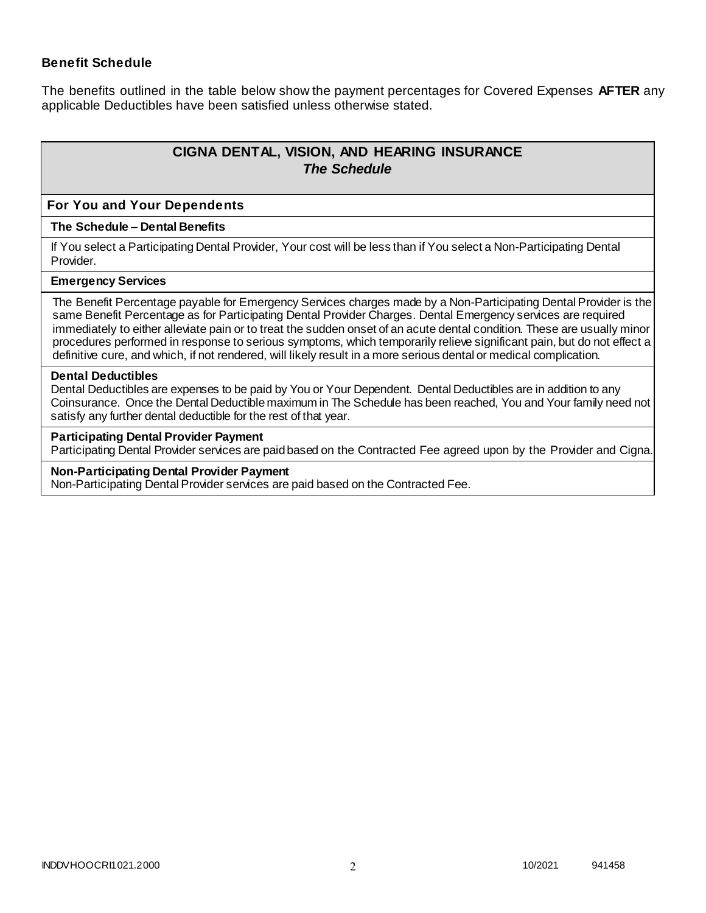**Benefit Schedule**

The benefits outlined in the table below show the payment percentages for Covered Expenses **AFTER** any applicable Deductibles have been satisfied unless otherwise stated.

## CIGNA DENTAL, VISION, AND HEARING INSURANCE
### *The Schedule*

### For You and Your Dependents

**The Schedule – Dental Benefits**

If You select a Participating Dental Provider, Your cost will be less than if You select a Non-Participating Dental Provider.

**Emergency Services**

The Benefit Percentage payable for Emergency Services charges made by a Non-Participating Dental Provider is the same Benefit Percentage as for Participating Dental Provider Charges. Dental Emergency services are required immediately to either alleviate pain or to treat the sudden onset of an acute dental condition. These are usually minor procedures performed in response to serious symptoms, which temporarily relieve significant pain, but do not effect a definitive cure, and which, if not rendered, will likely result in a more serious dental or medical complication.

**Dental Deductibles**

Dental Deductibles are expenses to be paid by You or Your Dependent. Dental Deductibles are in addition to any Coinsurance. Once the Dental Deductible maximum in The Schedule has been reached, You and Your family need not satisfy any further dental deductible for the rest of that year.

**Participating Dental Provider Payment**

Participating Dental Provider services are paid based on the Contracted Fee agreed upon by the Provider and Cigna.

**Non-Participating Dental Provider Payment**

Non-Participating Dental Provider services are paid based on the Contracted Fee.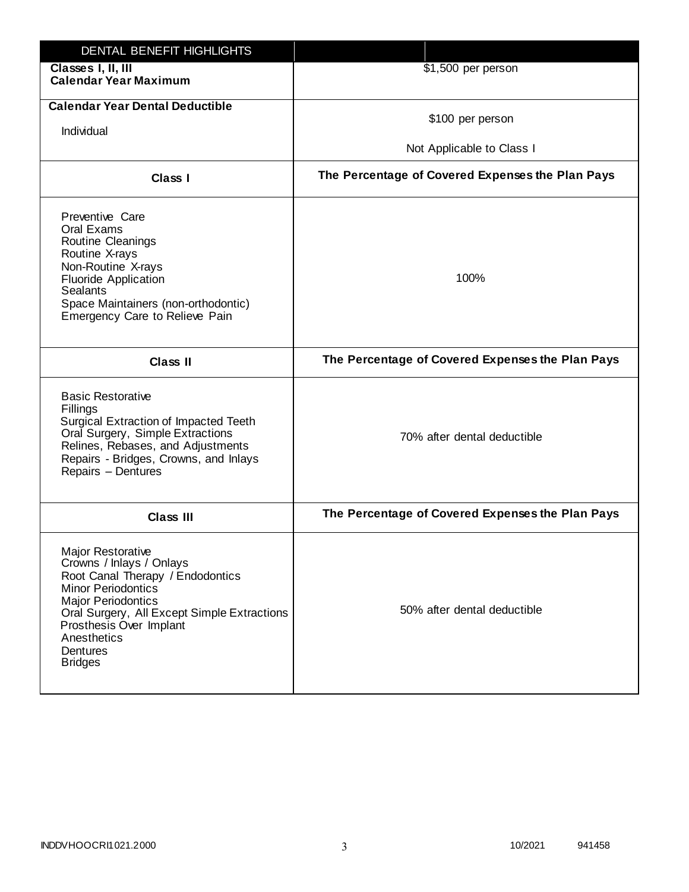| DENTAL BENEFIT HIGHLIGHTS | |
|---|---|
| **Classes I, II, III**<br>**Calendar Year Maximum** | $1,500 per person |
| **Calendar Year Dental Deductible**<br>Individual | $100 per person<br>Not Applicable to Class I |
| **Class I** | **The Percentage of Covered Expenses the Plan Pays** |
| Preventive Care<br>Oral Exams<br>Routine Cleanings<br>Routine X-rays<br>Non-Routine X-rays<br>Fluoride Application<br>Sealants<br>Space Maintainers (non-orthodontic)<br>Emergency Care to Relieve Pain | 100% |
| **Class II** | **The Percentage of Covered Expenses the Plan Pays** |
| Basic Restorative<br>Fillings<br>Surgical Extraction of Impacted Teeth<br>Oral Surgery, Simple Extractions<br>Relines, Rebases, and Adjustments<br>Repairs - Bridges, Crowns, and Inlays<br>Repairs – Dentures | 70% after dental deductible |
| **Class III** | **The Percentage of Covered Expenses the Plan Pays** |
| Major Restorative<br>Crowns / Inlays / Onlays<br>Root Canal Therapy / Endodontics<br>Minor Periodontics<br>Major Periodontics<br>Oral Surgery, All Except Simple Extractions<br>Prosthesis Over Implant<br>Anesthetics<br>Dentures<br>Bridges | 50% after dental deductible |

INDDVHOOCRI1021.2000 10/2021 941458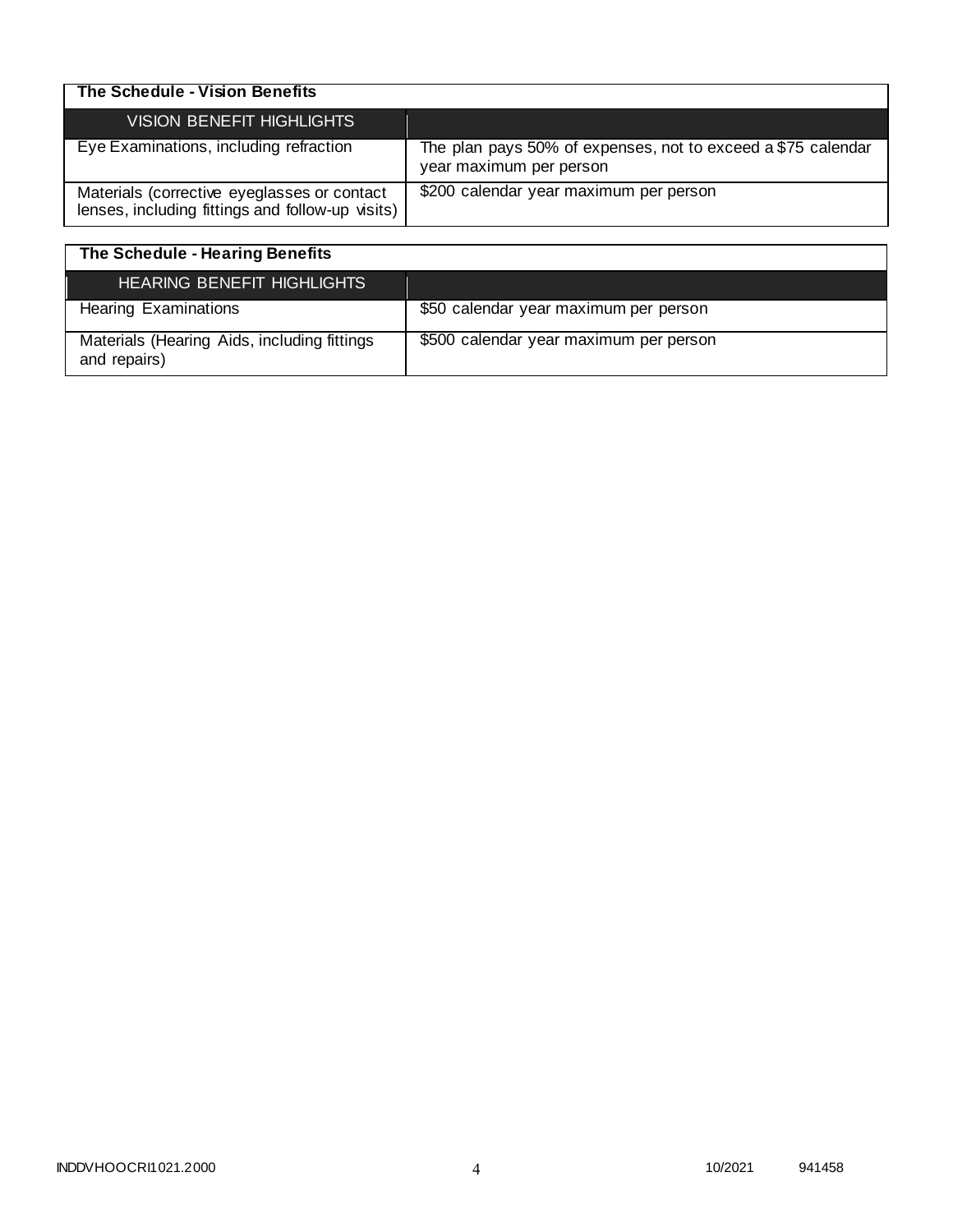| The Schedule - Vision Benefits | |
|---|---|
| VISION BENEFIT HIGHLIGHTS | |
| Eye Examinations, including refraction | The plan pays 50% of expenses, not to exceed a $75 calendar year maximum per person |
| Materials (corrective eyeglasses or contact lenses, including fittings and follow-up visits) | $200 calendar year maximum per person |

| The Schedule - Hearing Benefits | |
|---|---|
| HEARING BENEFIT HIGHLIGHTS | |
| Hearing Examinations | $50 calendar year maximum per person |
| Materials (Hearing Aids, including fittings and repairs) | $500 calendar year maximum per person |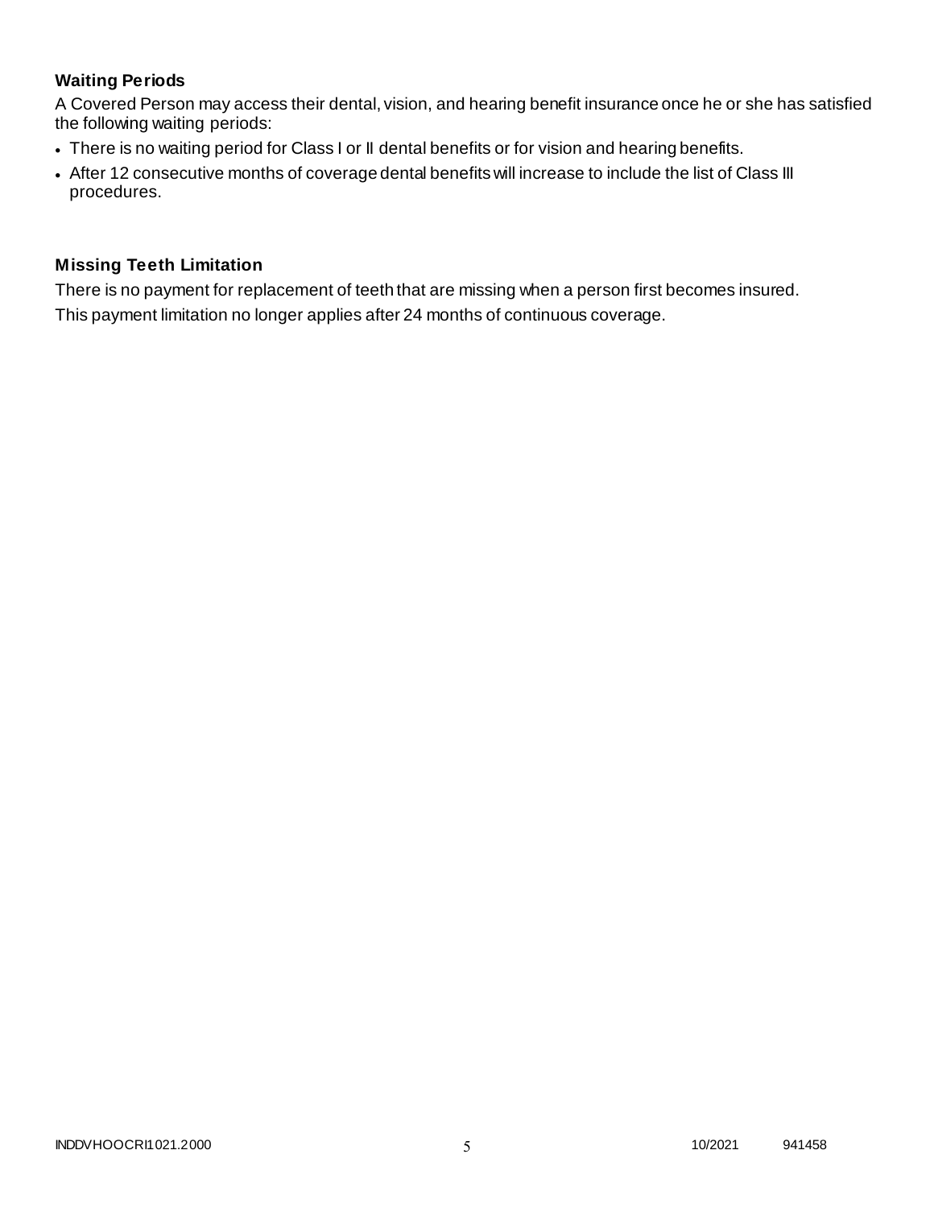### Waiting Periods

A Covered Person may access their dental, vision, and hearing benefit insurance once he or she has satisfied the following waiting periods:

- There is no waiting period for Class I or II dental benefits or for vision and hearing benefits.
- After 12 consecutive months of coverage dental benefits will increase to include the list of Class III procedures.

### Missing Teeth Limitation

There is no payment for replacement of teeth that are missing when a person first becomes insured.

This payment limitation no longer applies after 24 months of continuous coverage.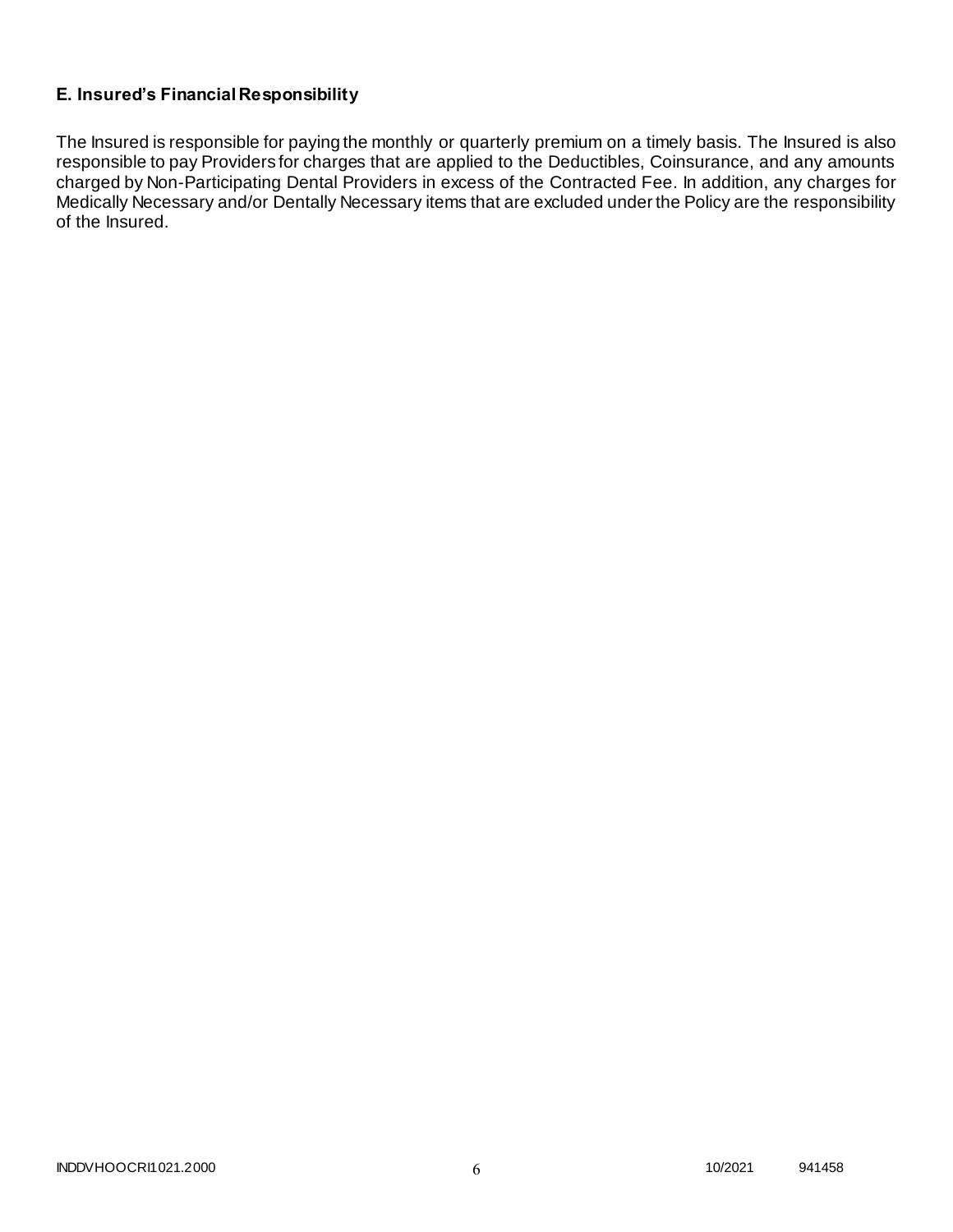### E. Insured's Financial Responsibility

The Insured is responsible for paying the monthly or quarterly premium on a timely basis. The Insured is also responsible to pay Providers for charges that are applied to the Deductibles, Coinsurance, and any amounts charged by Non-Participating Dental Providers in excess of the Contracted Fee. In addition, any charges for Medically Necessary and/or Dentally Necessary items that are excluded under the Policy are the responsibility of the Insured.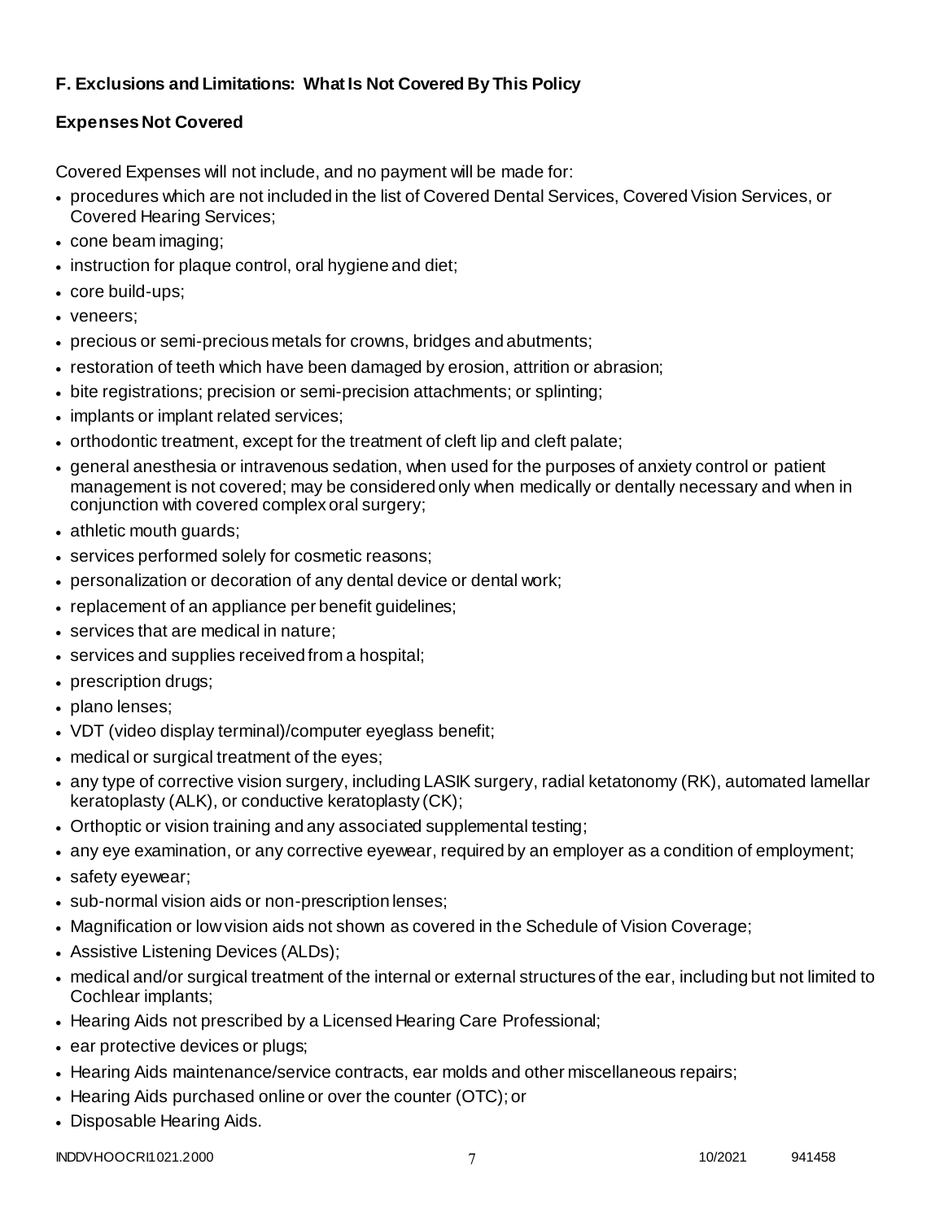## F. Exclusions and Limitations: What Is Not Covered By This Policy

### Expenses Not Covered

Covered Expenses will not include, and no payment will be made for:

- procedures which are not included in the list of Covered Dental Services, Covered Vision Services, or Covered Hearing Services;
- cone beam imaging;
- instruction for plaque control, oral hygiene and diet;
- core build-ups;
- veneers;
- precious or semi-precious metals for crowns, bridges and abutments;
- restoration of teeth which have been damaged by erosion, attrition or abrasion;
- bite registrations; precision or semi-precision attachments; or splinting;
- implants or implant related services;
- orthodontic treatment, except for the treatment of cleft lip and cleft palate;
- general anesthesia or intravenous sedation, when used for the purposes of anxiety control or patient management is not covered; may be considered only when medically or dentally necessary and when in conjunction with covered complex oral surgery;
- athletic mouth guards;
- services performed solely for cosmetic reasons;
- personalization or decoration of any dental device or dental work;
- replacement of an appliance per benefit guidelines;
- services that are medical in nature;
- services and supplies received from a hospital;
- prescription drugs;
- plano lenses;
- VDT (video display terminal)/computer eyeglass benefit;
- medical or surgical treatment of the eyes;
- any type of corrective vision surgery, including LASIK surgery, radial ketatonomy (RK), automated lamellar keratoplasty (ALK), or conductive keratoplasty (CK);
- Orthoptic or vision training and any associated supplemental testing;
- any eye examination, or any corrective eyewear, required by an employer as a condition of employment;
- safety eyewear;
- sub-normal vision aids or non-prescription lenses;
- Magnification or low vision aids not shown as covered in the Schedule of Vision Coverage;
- Assistive Listening Devices (ALDs);
- medical and/or surgical treatment of the internal or external structures of the ear, including but not limited to Cochlear implants;
- Hearing Aids not prescribed by a Licensed Hearing Care Professional;
- ear protective devices or plugs;
- Hearing Aids maintenance/service contracts, ear molds and other miscellaneous repairs;
- Hearing Aids purchased online or over the counter (OTC); or
- Disposable Hearing Aids.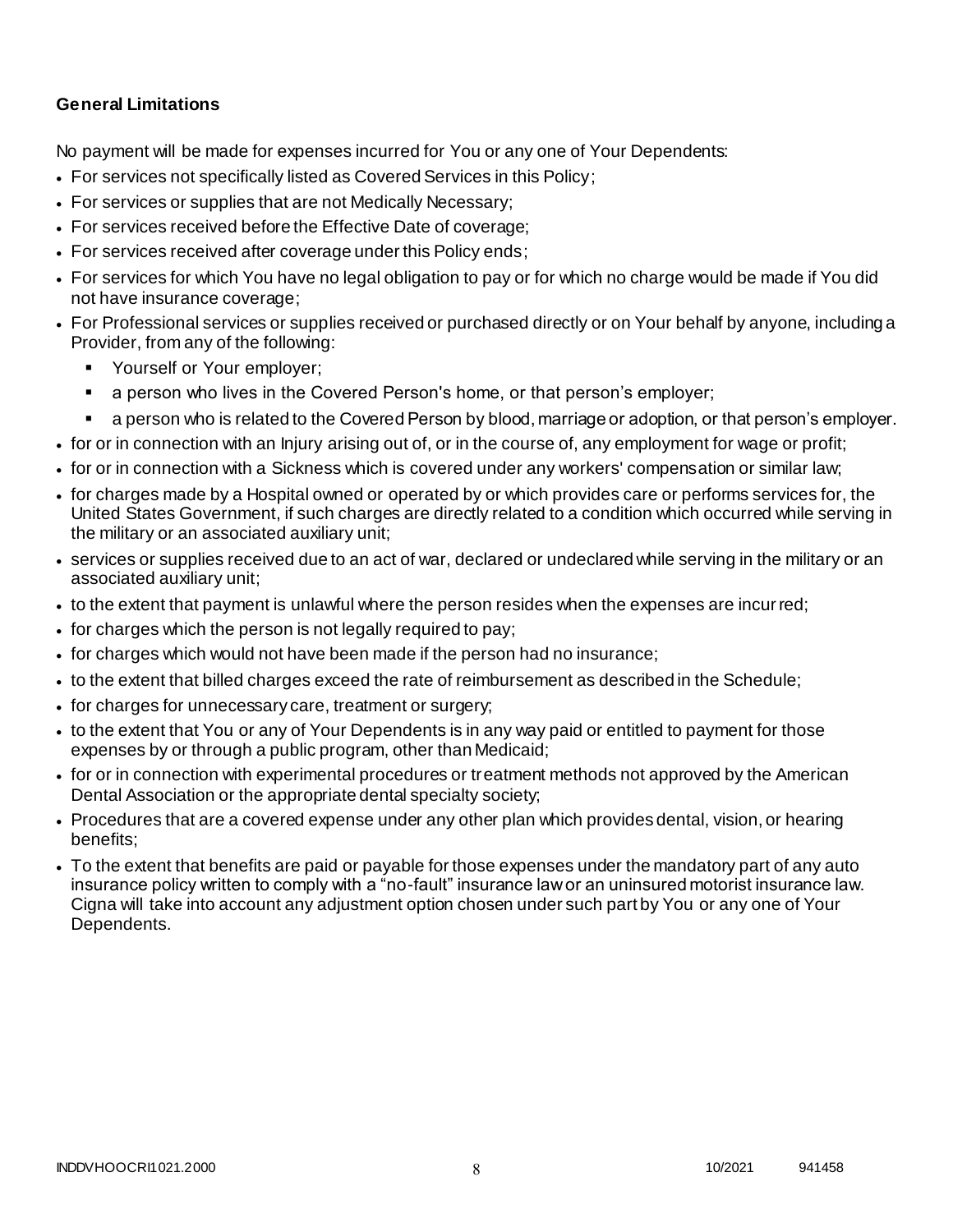**General Limitations**

No payment will be made for expenses incurred for You or any one of Your Dependents:

- For services not specifically listed as Covered Services in this Policy;
- For services or supplies that are not Medically Necessary;
- For services received before the Effective Date of coverage;
- For services received after coverage under this Policy ends;
- For services for which You have no legal obligation to pay or for which no charge would be made if You did not have insurance coverage;
- For Professional services or supplies received or purchased directly or on Your behalf by anyone, including a Provider, from any of the following:
  - Yourself or Your employer;
  - a person who lives in the Covered Person's home, or that person's employer;
  - a person who is related to the Covered Person by blood, marriage or adoption, or that person's employer.
- for or in connection with an Injury arising out of, or in the course of, any employment for wage or profit;
- for or in connection with a Sickness which is covered under any workers' compensation or similar law;
- for charges made by a Hospital owned or operated by or which provides care or performs services for, the United States Government, if such charges are directly related to a condition which occurred while serving in the military or an associated auxiliary unit;
- services or supplies received due to an act of war, declared or undeclared while serving in the military or an associated auxiliary unit;
- to the extent that payment is unlawful where the person resides when the expenses are incurred;
- for charges which the person is not legally required to pay;
- for charges which would not have been made if the person had no insurance;
- to the extent that billed charges exceed the rate of reimbursement as described in the Schedule;
- for charges for unnecessary care, treatment or surgery;
- to the extent that You or any of Your Dependents is in any way paid or entitled to payment for those expenses by or through a public program, other than Medicaid;
- for or in connection with experimental procedures or treatment methods not approved by the American Dental Association or the appropriate dental specialty society;
- Procedures that are a covered expense under any other plan which provides dental, vision, or hearing benefits;
- To the extent that benefits are paid or payable for those expenses under the mandatory part of any auto insurance policy written to comply with a "no-fault" insurance law or an uninsured motorist insurance law. Cigna will take into account any adjustment option chosen under such part by You or any one of Your Dependents.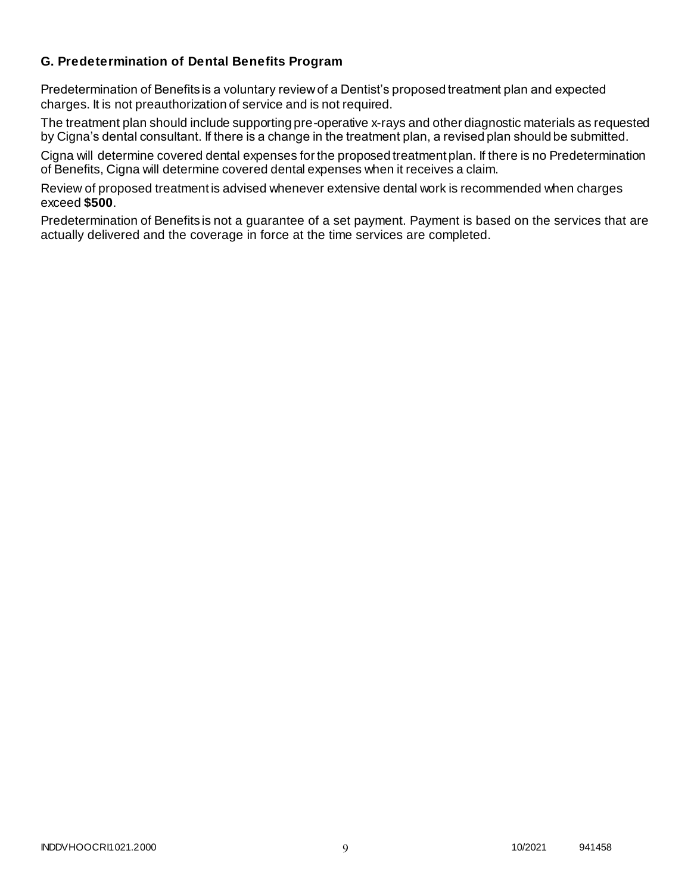### G. Predetermination of Dental Benefits Program

Predetermination of Benefits is a voluntary review of a Dentist's proposed treatment plan and expected charges. It is not preauthorization of service and is not required.

The treatment plan should include supporting pre-operative x-rays and other diagnostic materials as requested by Cigna's dental consultant. If there is a change in the treatment plan, a revised plan should be submitted.

Cigna will determine covered dental expenses for the proposed treatment plan. If there is no Predetermination of Benefits, Cigna will determine covered dental expenses when it receives a claim.

Review of proposed treatment is advised whenever extensive dental work is recommended when charges exceed **$500**.

Predetermination of Benefits is not a guarantee of a set payment. Payment is based on the services that are actually delivered and the coverage in force at the time services are completed.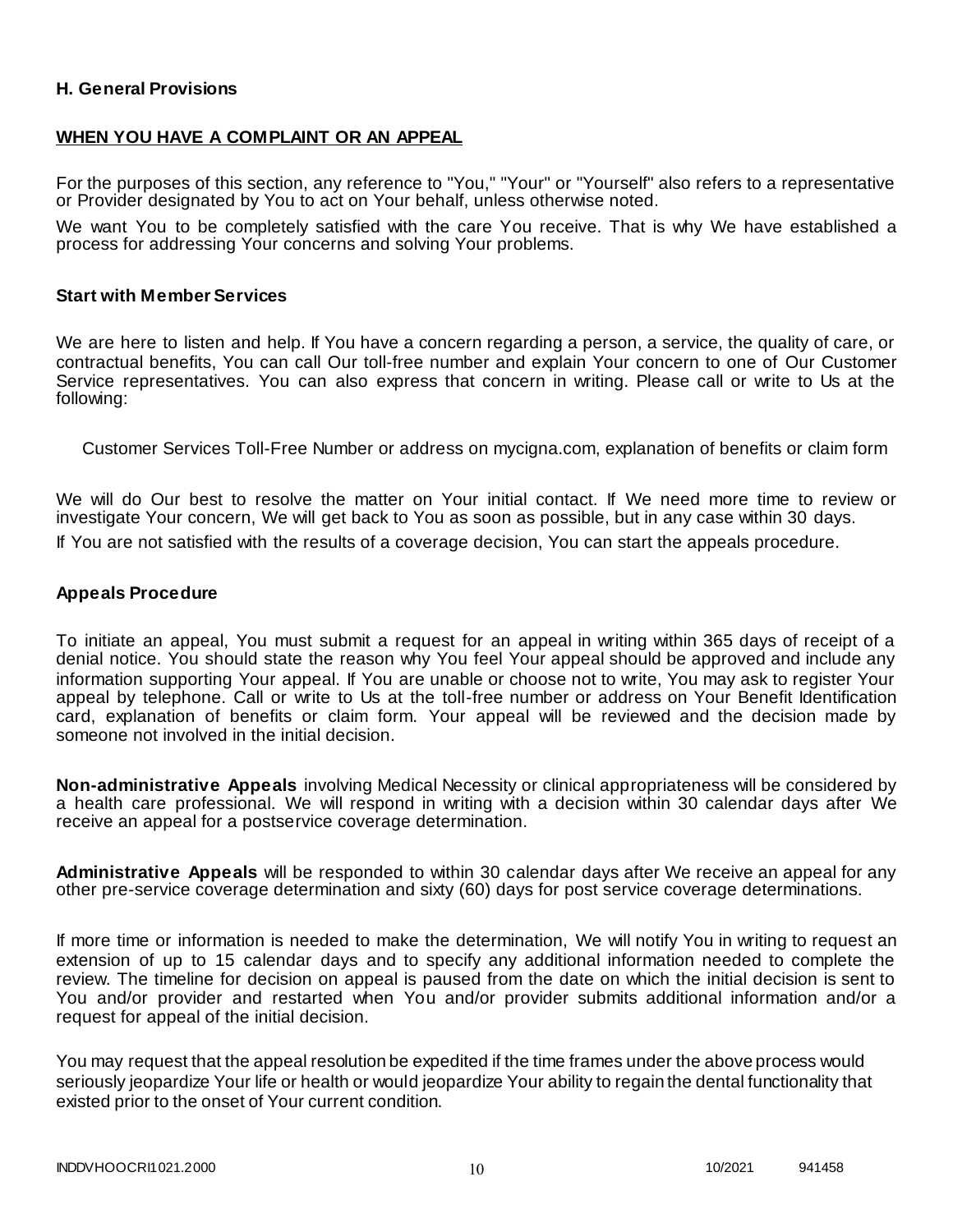### H. General Provisions

**WHEN YOU HAVE A COMPLAINT OR AN APPEAL**

For the purposes of this section, any reference to "You," "Your" or "Yourself" also refers to a representative or Provider designated by You to act on Your behalf, unless otherwise noted.

We want You to be completely satisfied with the care You receive. That is why We have established a process for addressing Your concerns and solving Your problems.

**Start with Member Services**

We are here to listen and help. If You have a concern regarding a person, a service, the quality of care, or contractual benefits, You can call Our toll-free number and explain Your concern to one of Our Customer Service representatives. You can also express that concern in writing. Please call or write to Us at the following:

Customer Services Toll-Free Number or address on mycigna.com, explanation of benefits or claim form

We will do Our best to resolve the matter on Your initial contact. If We need more time to review or investigate Your concern, We will get back to You as soon as possible, but in any case within 30 days.

If You are not satisfied with the results of a coverage decision, You can start the appeals procedure.

**Appeals Procedure**

To initiate an appeal, You must submit a request for an appeal in writing within 365 days of receipt of a denial notice. You should state the reason why You feel Your appeal should be approved and include any information supporting Your appeal. If You are unable or choose not to write, You may ask to register Your appeal by telephone. Call or write to Us at the toll-free number or address on Your Benefit Identification card, explanation of benefits or claim form. Your appeal will be reviewed and the decision made by someone not involved in the initial decision.

**Non-administrative Appeals** involving Medical Necessity or clinical appropriateness will be considered by a health care professional. We will respond in writing with a decision within 30 calendar days after We receive an appeal for a postservice coverage determination.

**Administrative Appeals** will be responded to within 30 calendar days after We receive an appeal for any other pre-service coverage determination and sixty (60) days for post service coverage determinations.

If more time or information is needed to make the determination, We will notify You in writing to request an extension of up to 15 calendar days and to specify any additional information needed to complete the review. The timeline for decision on appeal is paused from the date on which the initial decision is sent to You and/or provider and restarted when You and/or provider submits additional information and/or a request for appeal of the initial decision.

You may request that the appeal resolution be expedited if the time frames under the above process would seriously jeopardize Your life or health or would jeopardize Your ability to regain the dental functionality that existed prior to the onset of Your current condition.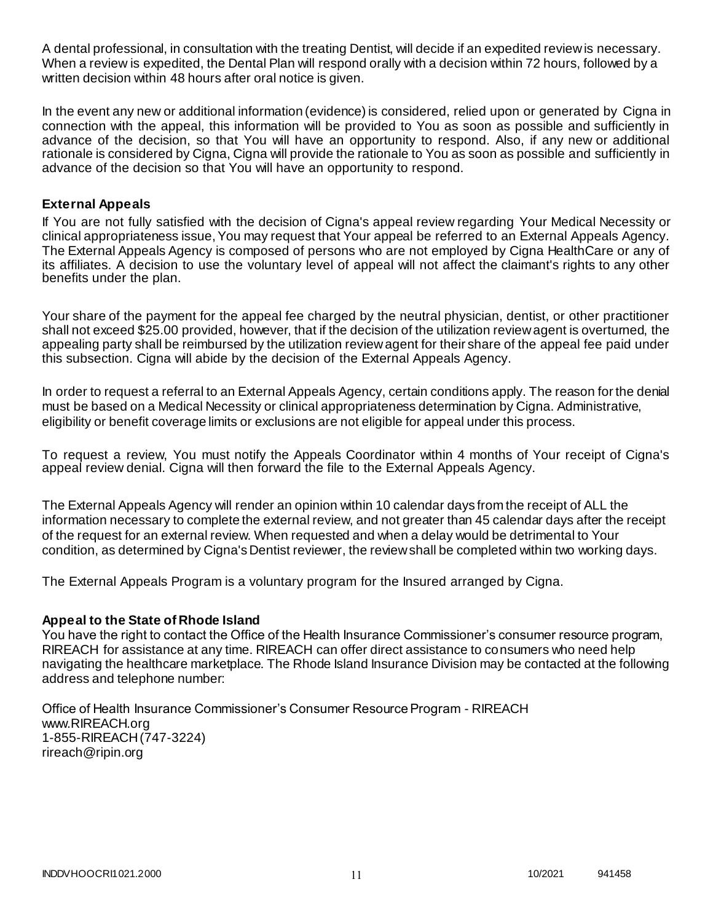A dental professional, in consultation with the treating Dentist, will decide if an expedited review is necessary. When a review is expedited, the Dental Plan will respond orally with a decision within 72 hours, followed by a written decision within 48 hours after oral notice is given.

In the event any new or additional information (evidence) is considered, relied upon or generated by Cigna in connection with the appeal, this information will be provided to You as soon as possible and sufficiently in advance of the decision, so that You will have an opportunity to respond. Also, if any new or additional rationale is considered by Cigna, Cigna will provide the rationale to You as soon as possible and sufficiently in advance of the decision so that You will have an opportunity to respond.

### External Appeals

If You are not fully satisfied with the decision of Cigna's appeal review regarding Your Medical Necessity or clinical appropriateness issue, You may request that Your appeal be referred to an External Appeals Agency. The External Appeals Agency is composed of persons who are not employed by Cigna HealthCare or any of its affiliates. A decision to use the voluntary level of appeal will not affect the claimant's rights to any other benefits under the plan.

Your share of the payment for the appeal fee charged by the neutral physician, dentist, or other practitioner shall not exceed $25.00 provided, however, that if the decision of the utilization review agent is overturned, the appealing party shall be reimbursed by the utilization review agent for their share of the appeal fee paid under this subsection. Cigna will abide by the decision of the External Appeals Agency.

In order to request a referral to an External Appeals Agency, certain conditions apply. The reason for the denial must be based on a Medical Necessity or clinical appropriateness determination by Cigna. Administrative, eligibility or benefit coverage limits or exclusions are not eligible for appeal under this process.

To request a review, You must notify the Appeals Coordinator within 4 months of Your receipt of Cigna's appeal review denial. Cigna will then forward the file to the External Appeals Agency.

The External Appeals Agency will render an opinion within 10 calendar days from the receipt of ALL the information necessary to complete the external review, and not greater than 45 calendar days after the receipt of the request for an external review. When requested and when a delay would be detrimental to Your condition, as determined by Cigna's Dentist reviewer, the review shall be completed within two working days.

The External Appeals Program is a voluntary program for the Insured arranged by Cigna.

### Appeal to the State of Rhode Island

You have the right to contact the Office of the Health Insurance Commissioner's consumer resource program, RIREACH for assistance at any time. RIREACH can offer direct assistance to consumers who need help navigating the healthcare marketplace. The Rhode Island Insurance Division may be contacted at the following address and telephone number:

Office of Health Insurance Commissioner's Consumer Resource Program - RIREACH
www.RIREACH.org
1-855-RIREACH (747-3224)
rireach@ripin.org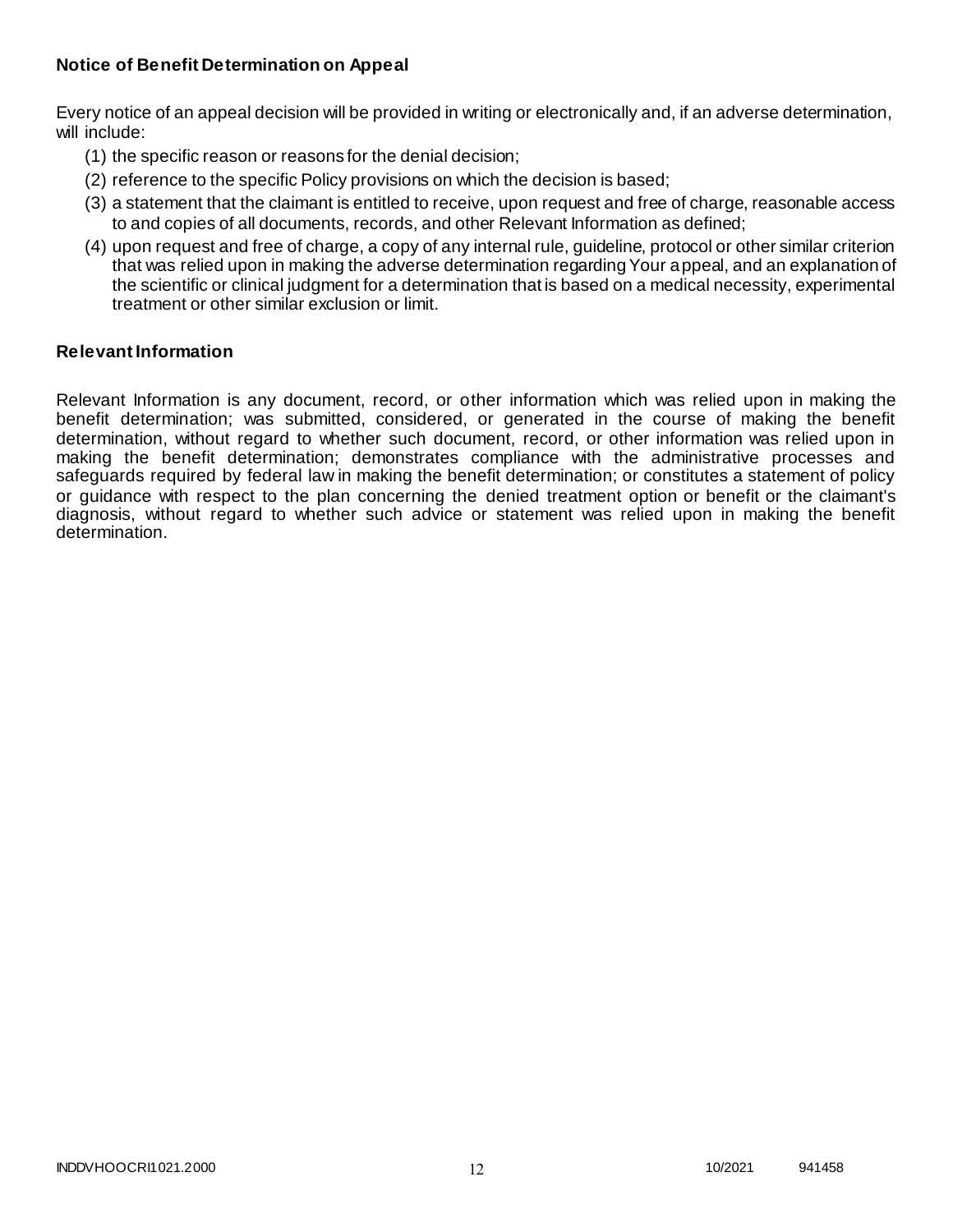**Notice of Benefit Determination on Appeal**

Every notice of an appeal decision will be provided in writing or electronically and, if an adverse determination, will include:

1. the specific reason or reasons for the denial decision;
2. reference to the specific Policy provisions on which the decision is based;
3. a statement that the claimant is entitled to receive, upon request and free of charge, reasonable access to and copies of all documents, records, and other Relevant Information as defined;
4. upon request and free of charge, a copy of any internal rule, guideline, protocol or other similar criterion that was relied upon in making the adverse determination regarding Your appeal, and an explanation of the scientific or clinical judgment for a determination that is based on a medical necessity, experimental treatment or other similar exclusion or limit.

**Relevant Information**

Relevant Information is any document, record, or other information which was relied upon in making the benefit determination; was submitted, considered, or generated in the course of making the benefit determination, without regard to whether such document, record, or other information was relied upon in making the benefit determination; demonstrates compliance with the administrative processes and safeguards required by federal law in making the benefit determination; or constitutes a statement of policy or guidance with respect to the plan concerning the denied treatment option or benefit or the claimant's diagnosis, without regard to whether such advice or statement was relied upon in making the benefit determination.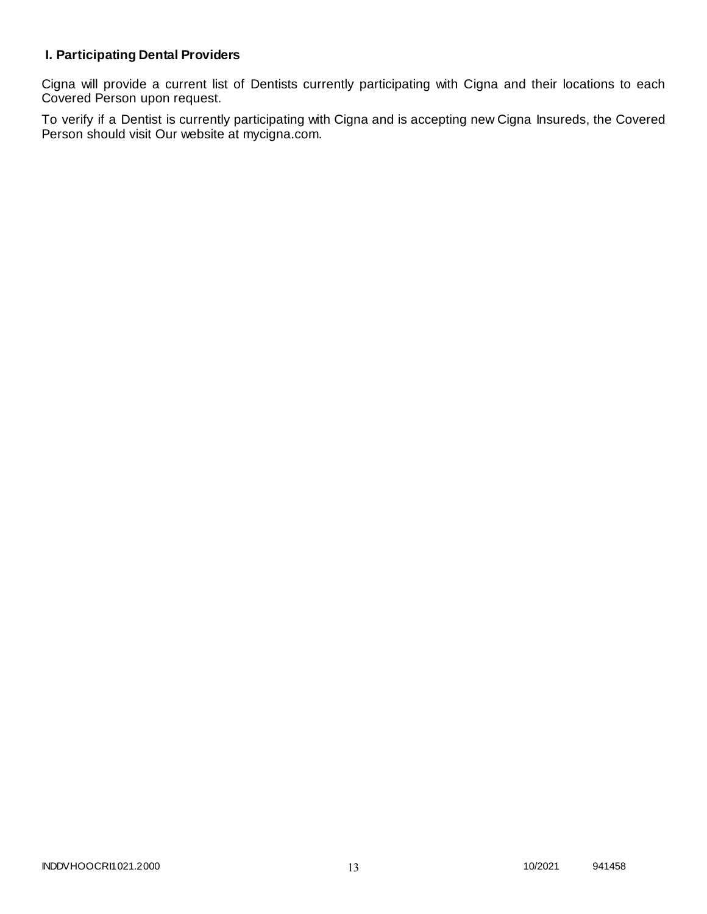### I. Participating Dental Providers

Cigna will provide a current list of Dentists currently participating with Cigna and their locations to each Covered Person upon request.

To verify if a Dentist is currently participating with Cigna and is accepting new Cigna Insureds, the Covered Person should visit Our website at mycigna.com.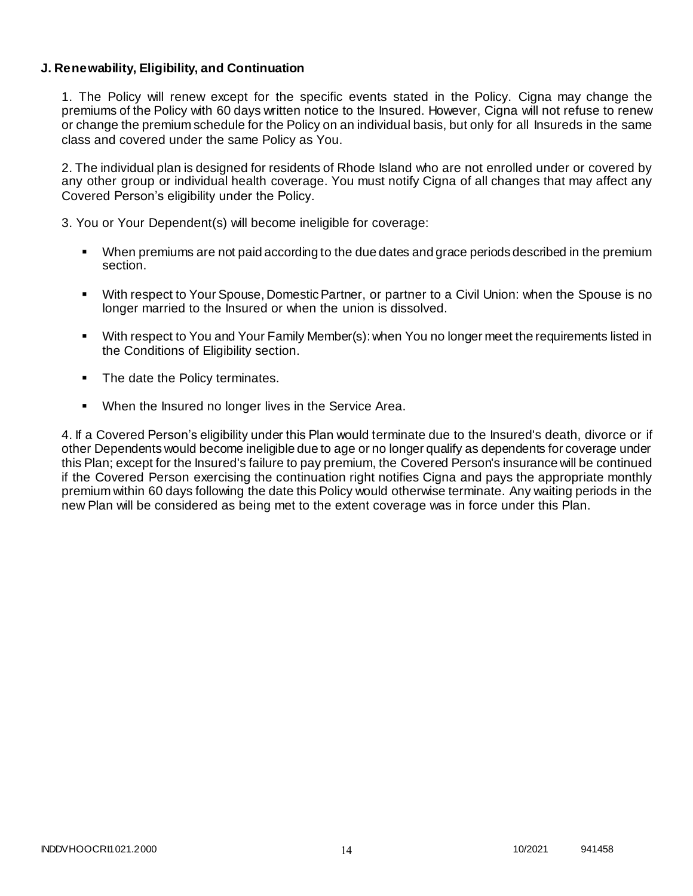**J. Renewability, Eligibility, and Continuation**

1. The Policy will renew except for the specific events stated in the Policy. Cigna may change the premiums of the Policy with 60 days written notice to the Insured. However, Cigna will not refuse to renew or change the premium schedule for the Policy on an individual basis, but only for all Insureds in the same class and covered under the same Policy as You.

2. The individual plan is designed for residents of Rhode Island who are not enrolled under or covered by any other group or individual health coverage. You must notify Cigna of all changes that may affect any Covered Person's eligibility under the Policy.

3. You or Your Dependent(s) will become ineligible for coverage:

- When premiums are not paid according to the due dates and grace periods described in the premium section.
- With respect to Your Spouse, Domestic Partner, or partner to a Civil Union: when the Spouse is no longer married to the Insured or when the union is dissolved.
- With respect to You and Your Family Member(s): when You no longer meet the requirements listed in the Conditions of Eligibility section.
- The date the Policy terminates.
- When the Insured no longer lives in the Service Area.

4. If a Covered Person's eligibility under this Plan would terminate due to the Insured's death, divorce or if other Dependents would become ineligible due to age or no longer qualify as dependents for coverage under this Plan; except for the Insured's failure to pay premium, the Covered Person's insurance will be continued if the Covered Person exercising the continuation right notifies Cigna and pays the appropriate monthly premium within 60 days following the date this Policy would otherwise terminate. Any waiting periods in the new Plan will be considered as being met to the extent coverage was in force under this Plan.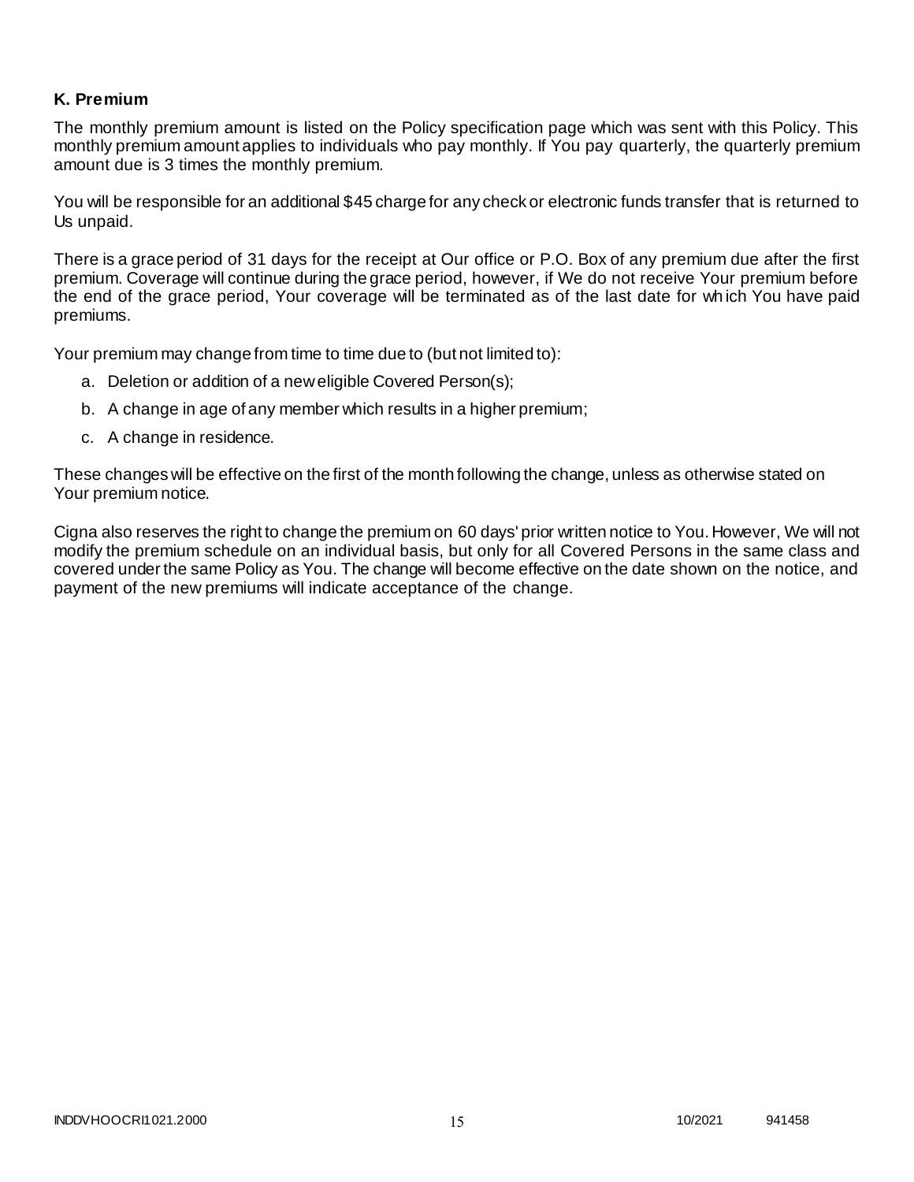### K. Premium

The monthly premium amount is listed on the Policy specification page which was sent with this Policy. This monthly premium amount applies to individuals who pay monthly. If You pay quarterly, the quarterly premium amount due is 3 times the monthly premium.

You will be responsible for an additional $45 charge for any check or electronic funds transfer that is returned to Us unpaid.

There is a grace period of 31 days for the receipt at Our office or P.O. Box of any premium due after the first premium. Coverage will continue during the grace period, however, if We do not receive Your premium before the end of the grace period, Your coverage will be terminated as of the last date for which You have paid premiums.

Your premium may change from time to time due to (but not limited to):

a. Deletion or addition of a new eligible Covered Person(s);
b. A change in age of any member which results in a higher premium;
c. A change in residence.

These changes will be effective on the first of the month following the change, unless as otherwise stated on Your premium notice.

Cigna also reserves the right to change the premium on 60 days' prior written notice to You. However, We will not modify the premium schedule on an individual basis, but only for all Covered Persons in the same class and covered under the same Policy as You. The change will become effective on the date shown on the notice, and payment of the new premiums will indicate acceptance of the change.